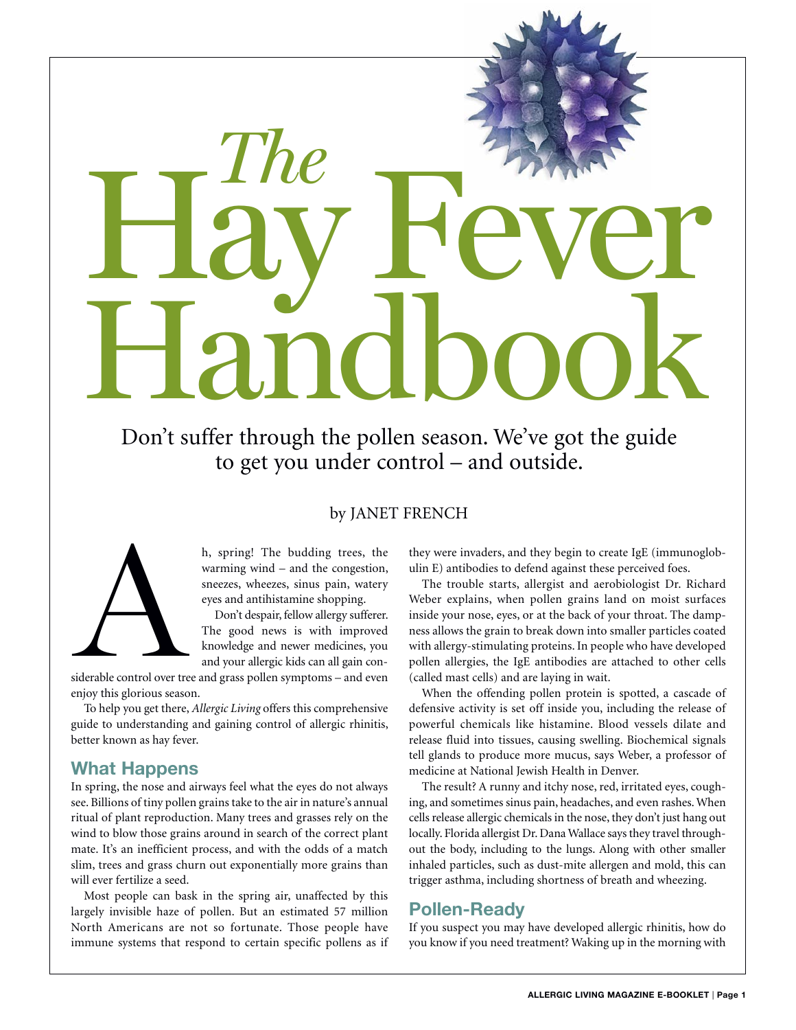# The Hay Fever Handbook

Don't suffer through the pollen season. We've got the guide to get you under control – and outside.

by JANET FRENCH

Ah, spring! The budding trees, the warming wind – and the congestion, sneezes, wheezes, sinus pain, watery eyes and antihistamine shopping.

Don't despair, fellow allergy sufferer. The good news is with improved knowledge and newer medicines, you and your allergic kids can all gain considerable control over tree and grass pollen symptoms – and even enjoy this glorious season.

To help you get there, *Allergic Living* offers this comprehensive guide to understanding and gaining control of allergic rhinitis, better known as hay fever.

## What Happens

In spring, the nose and airways feel what the eyes do not always see. Billions of tiny pollen grains take to the air in nature's annual ritual of plant reproduction. Many trees and grasses rely on the wind to blow those grains around in search of the correct plant mate. It's an inefficient process, and with the odds of a match slim, trees and grass churn out exponentially more grains than will ever fertilize a seed.

Most people can bask in the spring air, unaffected by this largely invisible haze of pollen. But an estimated 57 million North Americans are not so fortunate. Those people have immune systems that respond to certain specific pollens as if they were invaders, and they begin to create IgE (immunoglobulin E) antibodies to defend against these perceived foes.

The trouble starts, allergist and aerobiologist Dr. Richard Weber explains, when pollen grains land on moist surfaces inside your nose, eyes, or at the back of your throat. The dampness allows the grain to break down into smaller particles coated with allergy-stimulating proteins. In people who have developed pollen allergies, the IgE antibodies are attached to other cells (called mast cells) and are laying in wait.

When the offending pollen protein is spotted, a cascade of defensive activity is set off inside you, including the release of powerful chemicals like histamine. Blood vessels dilate and release fluid into tissues, causing swelling. Biochemical signals tell glands to produce more mucus, says Weber, a professor of medicine at National Jewish Health in Denver.

The result? A runny and itchy nose, red, irritated eyes, coughing, and sometimes sinus pain, headaches, and even rashes. When cells release allergic chemicals in the nose, they don't just hang out locally. Florida allergist Dr. Dana Wallace says they travel throughout the body, including to the lungs. Along with other smaller inhaled particles, such as dust-mite allergen and mold, this can trigger asthma, including shortness of breath and wheezing.

## Pollen-Ready

If you suspect you may have developed allergic rhinitis, how do you know if you need treatment? Waking up in the morning with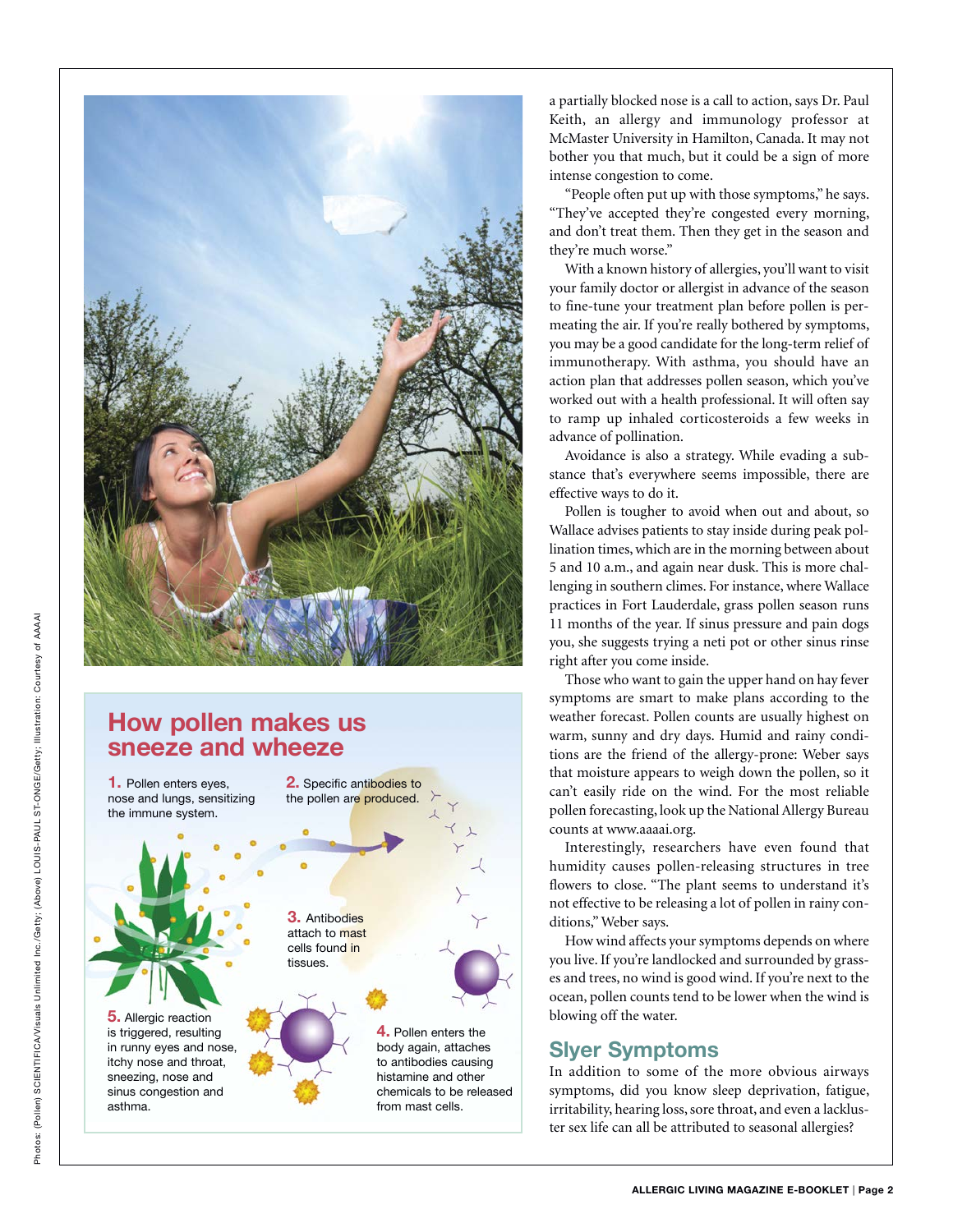## How pollen makes us sneeze and wheeze

**1.** Pollen enters eyes, nose and lungs, sensitizing the immune system.

**2.** Specific antibodies to the pollen are produced.

**3.** Antibodies attach to mast cells found in tissues.

**4.** Pollen enters the body again, attaches to antibodies causing histamine and other chemicals to be released from mast cells.

**5.** Allergic reaction is triggered, resulting in runny eyes and nose, itchy nose and throat, sneezing, nose and sinus congestion and asthma.

Photos: (Pollen) SCIENTIFICA/Visuals Unlimited Inc./Getty; (Above) LOUIS-PAUL ST-ONGE/Getty; Illustration: Courtesy of AAAAI

a partially blocked nose is a call to action, says Dr. Paul Keith, an allergy and immunology professor at McMaster University in Hamilton, Canada. It may not bother you that much, but it could be a sign of more intense congestion to come.

"People often put up with those symptoms," he says. "They've accepted they're congested every morning, and don't treat them. Then they get in the season and they're much worse."

With a known history of allergies, you'll want to visit your family doctor or allergist in advance of the season to fine-tune your treatment plan before pollen is permeating the air. If you're really bothered by symptoms, you may be a good candidate for the long-term relief of immunotherapy. With asthma, you should have an action plan that addresses pollen season, which you've worked out with a health professional. It will often say to ramp up inhaled corticosteroids a few weeks in advance of pollination.

Avoidance is also a strategy. While evading a substance that's everywhere seems impossible, there are effective ways to do it.

Pollen is tougher to avoid when out and about, so Wallace advises patients to stay inside during peak pollination times, which are in the morning between about 5 and 10 a.m., and again near dusk. This is more challenging in southern climes. For instance, where Wallace practices in Fort Lauderdale, grass pollen season runs 11 months of the year. If sinus pressure and pain dogs you, she suggests trying a neti pot or other sinus rinse right after you come inside.

Those who want to gain the upper hand on hay fever symptoms are smart to make plans according to the weather forecast. Pollen counts are usually highest on warm, sunny and dry days. Humid and rainy conditions are the friend of the allergy-prone: Weber says that moisture appears to weigh down the pollen, so it can't easily ride on the wind. For the most reliable pollen forecasting, look up the National Allergy Bureau counts at www.aaaai.org.

Interestingly, researchers have even found that humidity causes pollen-releasing structures in tree flowers to close. "The plant seems to understand it's not effective to be releasing a lot of pollen in rainy conditions," Weber says.

How wind affects your symptoms depends on where you live. If you're landlocked and surrounded by grasses and trees, no wind is good wind. If you're next to the ocean, pollen counts tend to be lower when the wind is blowing off the water.

## Slyer Symptoms

In addition to some of the more obvious airways symptoms, did you know sleep deprivation, fatigue, irritability, hearing loss, sore throat, and even a lackluster sex life can all be attributed to seasonal allergies?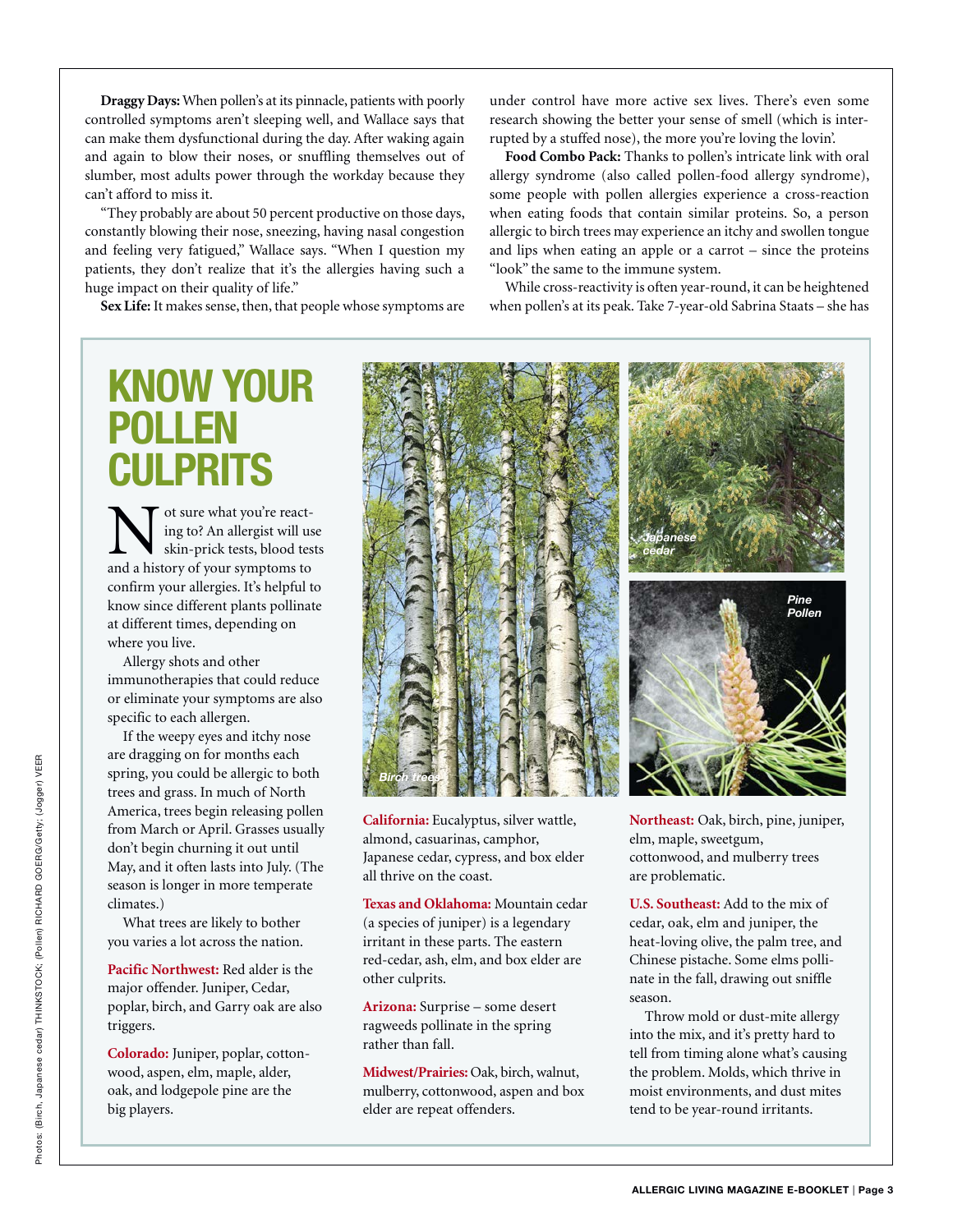**Draggy Days:** When pollen's at its pinnacle, patients with poorly controlled symptoms aren't sleeping well, and Wallace says that can make them dysfunctional during the day. After waking again and again to blow their noses, or snuffling themselves out of slumber, most adults power through the workday because they can't afford to miss it.

"They probably are about 50 percent productive on those days, constantly blowing their nose, sneezing, having nasal congestion and feeling very fatigued," Wallace says. "When I question my patients, they don't realize that it's the allergies having such a huge impact on their quality of life."

**Sex Life:** It makes sense, then, that people whose symptoms are under control have more active sex lives. There's even some research showing the better your sense of smell (which is interrupted by a stuffed nose), the more you're loving the lovin'.

**Food Combo Pack:** Thanks to pollen's intricate link with oral allergy syndrome (also called pollen-food allergy syndrome), some people with pollen allergies experience a cross-reaction when eating foods that contain similar proteins. So, a person allergic to birch trees may experience an itchy and swollen tongue and lips when eating an apple or a carrot – since the proteins "look" the same to the immune system.

While cross-reactivity is often year-round, it can be heightened when pollen's at its peak. Take 7-year-old Sabrina Staats – she has

# KNOW YOUR POLLEN CULPRITS

Not sure what you're reacting to? An allergist will use skin-prick tests, blood tests and a history of your symptoms to confirm your allergies. It's helpful to know since different plants pollinate at different times, depending on where you live.

Allergy shots and other immunotherapies that could reduce or eliminate your symptoms are also specific to each allergen.

If the weepy eyes and itchy nose are dragging on for months each spring, you could be allergic to both trees and grass. In much of North America, trees begin releasing pollen from March or April. Grasses usually don't begin churning it out until May, and it often lasts into July. (The season is longer in more temperate climates.)

What trees are likely to bother you varies a lot across the nation.

**Pacific Northwest:** Red alder is the major offender. Juniper, Cedar, poplar, birch, and Garry oak are also triggers.

**Colorado:** Juniper, poplar, cottonwood, aspen, elm, maple, alder, oak, and lodgepole pine are the big players.

*Birch trees*

*Japanese cedar*

*Pine Pollen*

**California:** Eucalyptus, silver wattle, almond, casuarinas, camphor, Japanese cedar, cypress, and box elder all thrive on the coast.

**Texas and Oklahoma:** Mountain cedar (a species of juniper) is a legendary irritant in these parts. The eastern red-cedar, ash, elm, and box elder are other culprits.

**Arizona:** Surprise – some desert ragweeds pollinate in the spring rather than fall.

**Midwest/Prairies:** Oak, birch, walnut, mulberry, cottonwood, aspen and box elder are repeat offenders.

**Northeast:** Oak, birch, pine, juniper, elm, maple, sweetgum, cottonwood, and mulberry trees are problematic.

**U.S. Southeast:** Add to the mix of cedar, oak, elm and juniper, the heat-loving olive, the palm tree, and Chinese pistache. Some elms pollinate in the fall, drawing out sniffle season.

Throw mold or dust-mite allergy into the mix, and it's pretty hard to tell from timing alone what's causing the problem. Molds, which thrive in moist environments, and dust mites tend to be year-round irritants.

Photos: (Birch, Japanese cedar) THINKSTOCK; (Pollen) RICHARD GOERG/Getty; (Jogger) VEER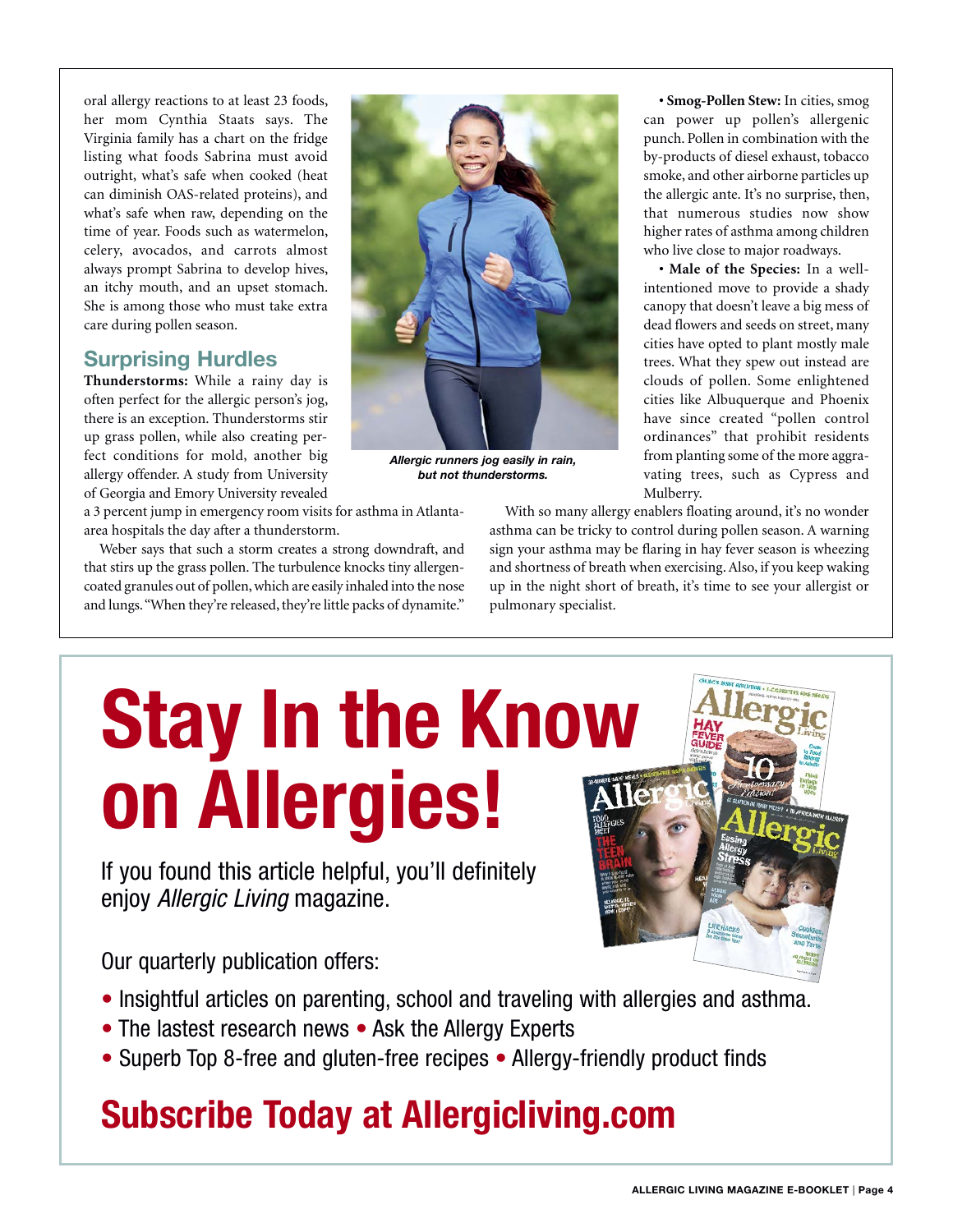oral allergy reactions to at least 23 foods, her mom Cynthia Staats says. The Virginia family has a chart on the fridge listing what foods Sabrina must avoid outright, what's safe when cooked (heat can diminish OAS-related proteins), and what's safe when raw, depending on the time of year. Foods such as watermelon, celery, avocados, and carrots almost always prompt Sabrina to develop hives, an itchy mouth, and an upset stomach. She is among those who must take extra care during pollen season.

## Surprising Hurdles

**Thunderstorms:** While a rainy day is often perfect for the allergic person's jog, there is an exception. Thunderstorms stir up grass pollen, while also creating perfect conditions for mold, another big allergy offender. A study from University of Georgia and Emory University revealed a 3 percent jump in emergency room visits for asthma in Atlanta-area hospitals the day after a thunderstorm.

Weber says that such a storm creates a strong downdraft, and that stirs up the grass pollen. The turbulence knocks tiny allergen-coated granules out of pollen, which are easily inhaled into the nose and lungs. "When they're released, they're little packs of dynamite."

*Allergic runners jog easily in rain, but not thunderstorms.*

• **Smog-Pollen Stew:** In cities, smog can power up pollen's allergenic punch. Pollen in combination with the by-products of diesel exhaust, tobacco smoke, and other airborne particles up the allergic ante. It's no surprise, then, that numerous studies now show higher rates of asthma among children who live close to major roadways.

• **Male of the Species:** In a well-intentioned move to provide a shady canopy that doesn't leave a big mess of dead flowers and seeds on street, many cities have opted to plant mostly male trees. What they spew out instead are clouds of pollen. Some enlightened cities like Albuquerque and Phoenix have since created "pollen control ordinances" that prohibit residents from planting some of the more aggravating trees, such as Cypress and Mulberry.

With so many allergy enablers floating around, it's no wonder asthma can be tricky to control during pollen season. A warning sign your asthma may be flaring in hay fever season is wheezing and shortness of breath when exercising. Also, if you keep waking up in the night short of breath, it's time to see your allergist or pulmonary specialist.

# Stay In the Know on Allergies!

If you found this article helpful, you'll definitely enjoy *Allergic Living* magazine.

Our quarterly publication offers:

- Insightful articles on parenting, school and traveling with allergies and asthma.
- The lastest research news • Ask the Allergy Experts
- Superb Top 8-free and gluten-free recipes • Allergy-friendly product finds

## Subscribe Today at Allergicliving.com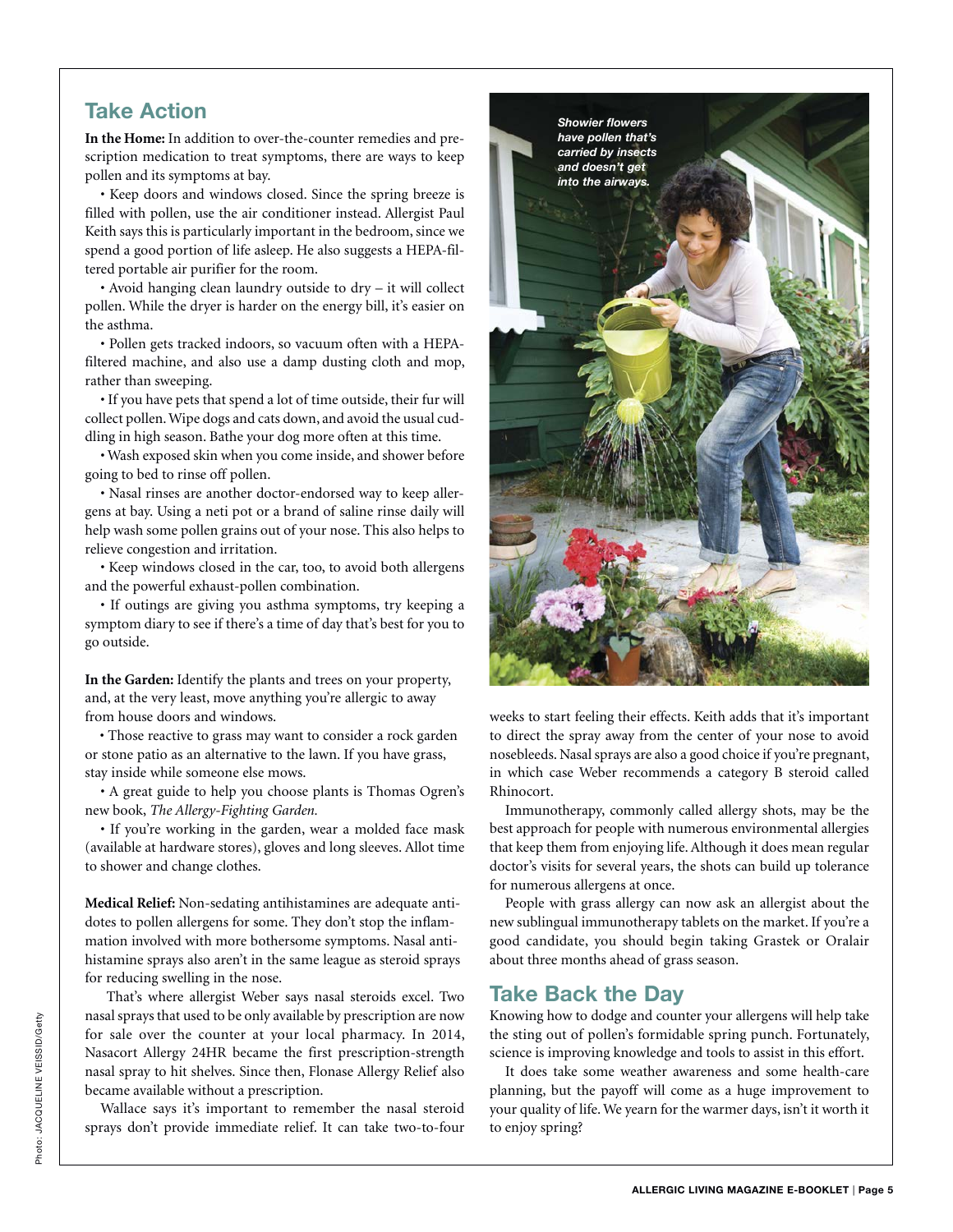## Take Action

**In the Home:** In addition to over-the-counter remedies and prescription medication to treat symptoms, there are ways to keep pollen and its symptoms at bay.

- Keep doors and windows closed. Since the spring breeze is filled with pollen, use the air conditioner instead. Allergist Paul Keith says this is particularly important in the bedroom, since we spend a good portion of life asleep. He also suggests a HEPA-filtered portable air purifier for the room.
- Avoid hanging clean laundry outside to dry – it will collect pollen. While the dryer is harder on the energy bill, it's easier on the asthma.
- Pollen gets tracked indoors, so vacuum often with a HEPA-filtered machine, and also use a damp dusting cloth and mop, rather than sweeping.
- If you have pets that spend a lot of time outside, their fur will collect pollen. Wipe dogs and cats down, and avoid the usual cuddling in high season. Bathe your dog more often at this time.
- Wash exposed skin when you come inside, and shower before going to bed to rinse off pollen.
- Nasal rinses are another doctor-endorsed way to keep allergens at bay. Using a neti pot or a brand of saline rinse daily will help wash some pollen grains out of your nose. This also helps to relieve congestion and irritation.
- Keep windows closed in the car, too, to avoid both allergens and the powerful exhaust-pollen combination.
- If outings are giving you asthma symptoms, try keeping a symptom diary to see if there's a time of day that's best for you to go outside.

**In the Garden:** Identify the plants and trees on your property, and, at the very least, move anything you're allergic to away from house doors and windows.

- Those reactive to grass may want to consider a rock garden or stone patio as an alternative to the lawn. If you have grass, stay inside while someone else mows.
- A great guide to help you choose plants is Thomas Ogren's new book, *The Allergy-Fighting Garden.*
- If you're working in the garden, wear a molded face mask (available at hardware stores), gloves and long sleeves. Allot time to shower and change clothes.

**Medical Relief:** Non-sedating antihistamines are adequate antidotes to pollen allergens for some. They don't stop the inflammation involved with more bothersome symptoms. Nasal antihistamine sprays also aren't in the same league as steroid sprays for reducing swelling in the nose.

That's where allergist Weber says nasal steroids excel. Two nasal sprays that used to be only available by prescription are now for sale over the counter at your local pharmacy. In 2014, Nasacort Allergy 24HR became the first prescription-strength nasal spray to hit shelves. Since then, Flonase Allergy Relief also became available without a prescription.

Wallace says it's important to remember the nasal steroid sprays don't provide immediate relief. It can take two-to-four weeks to start feeling their effects. Keith adds that it's important to direct the spray away from the center of your nose to avoid nosebleeds. Nasal sprays are also a good choice if you're pregnant, in which case Weber recommends a category B steroid called Rhinocort.

*Showier flowers have pollen that's carried by insects and doesn't get into the airways.*

Immunotherapy, commonly called allergy shots, may be the best approach for people with numerous environmental allergies that keep them from enjoying life. Although it does mean regular doctor's visits for several years, the shots can build up tolerance for numerous allergens at once.

People with grass allergy can now ask an allergist about the new sublingual immunotherapy tablets on the market. If you're a good candidate, you should begin taking Grastek or Oralair about three months ahead of grass season.

## Take Back the Day

Knowing how to dodge and counter your allergens will help take the sting out of pollen's formidable spring punch. Fortunately, science is improving knowledge and tools to assist in this effort.

It does take some weather awareness and some health-care planning, but the payoff will come as a huge improvement to your quality of life. We yearn for the warmer days, isn't it worth it to enjoy spring?

Photo: JACQUELINE VEISSID/Getty